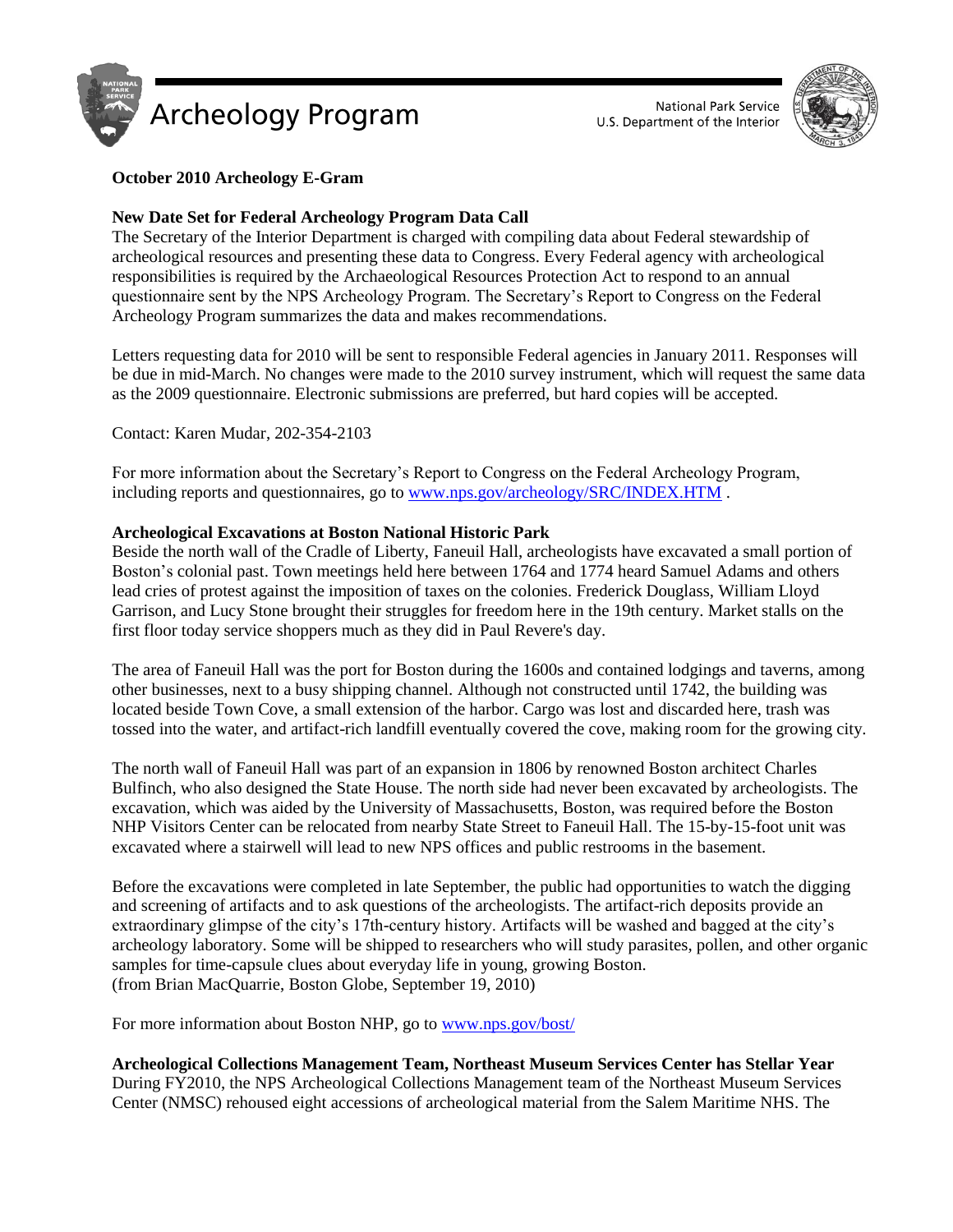Archeology Program

National Park Service
U.S. Department of the Interior

**October 2010 Archeology E-Gram**

**New Date Set for Federal Archeology Program Data Call**

The Secretary of the Interior Department is charged with compiling data about Federal stewardship of archeological resources and presenting these data to Congress. Every Federal agency with archeological responsibilities is required by the Archaeological Resources Protection Act to respond to an annual questionnaire sent by the NPS Archeology Program. The Secretary's Report to Congress on the Federal Archeology Program summarizes the data and makes recommendations.

Letters requesting data for 2010 will be sent to responsible Federal agencies in January 2011. Responses will be due in mid-March. No changes were made to the 2010 survey instrument, which will request the same data as the 2009 questionnaire. Electronic submissions are preferred, but hard copies will be accepted.

Contact: Karen Mudar, 202-354-2103

For more information about the Secretary's Report to Congress on the Federal Archeology Program, including reports and questionnaires, go to www.nps.gov/archeology/SRC/INDEX.HTM .

**Archeological Excavations at Boston National Historic Park**

Beside the north wall of the Cradle of Liberty, Faneuil Hall, archeologists have excavated a small portion of Boston's colonial past. Town meetings held here between 1764 and 1774 heard Samuel Adams and others lead cries of protest against the imposition of taxes on the colonies. Frederick Douglass, William Lloyd Garrison, and Lucy Stone brought their struggles for freedom here in the 19th century. Market stalls on the first floor today service shoppers much as they did in Paul Revere's day.

The area of Faneuil Hall was the port for Boston during the 1600s and contained lodgings and taverns, among other businesses, next to a busy shipping channel. Although not constructed until 1742, the building was located beside Town Cove, a small extension of the harbor. Cargo was lost and discarded here, trash was tossed into the water, and artifact-rich landfill eventually covered the cove, making room for the growing city.

The north wall of Faneuil Hall was part of an expansion in 1806 by renowned Boston architect Charles Bulfinch, who also designed the State House. The north side had never been excavated by archeologists. The excavation, which was aided by the University of Massachusetts, Boston, was required before the Boston NHP Visitors Center can be relocated from nearby State Street to Faneuil Hall. The 15-by-15-foot unit was excavated where a stairwell will lead to new NPS offices and public restrooms in the basement.

Before the excavations were completed in late September, the public had opportunities to watch the digging and screening of artifacts and to ask questions of the archeologists. The artifact-rich deposits provide an extraordinary glimpse of the city's 17th-century history. Artifacts will be washed and bagged at the city's archeology laboratory. Some will be shipped to researchers who will study parasites, pollen, and other organic samples for time-capsule clues about everyday life in young, growing Boston.
(from Brian MacQuarrie, Boston Globe, September 19, 2010)

For more information about Boston NHP, go to www.nps.gov/bost/

**Archeological Collections Management Team, Northeast Museum Services Center has Stellar Year**

During FY2010, the NPS Archeological Collections Management team of the Northeast Museum Services Center (NMSC) rehoused eight accessions of archeological material from the Salem Maritime NHS. The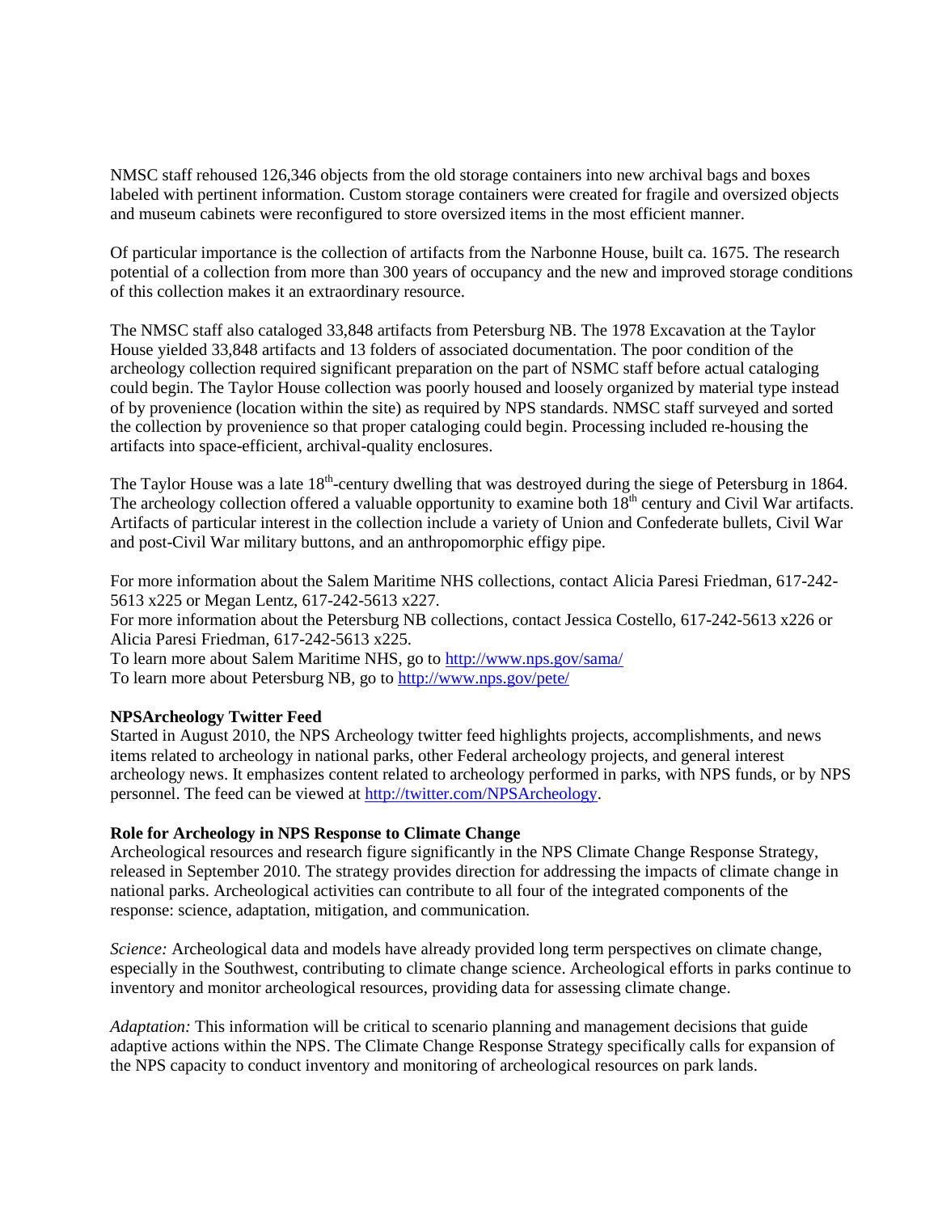NMSC staff rehoused 126,346 objects from the old storage containers into new archival bags and boxes labeled with pertinent information. Custom storage containers were created for fragile and oversized objects and museum cabinets were reconfigured to store oversized items in the most efficient manner.

Of particular importance is the collection of artifacts from the Narbonne House, built ca. 1675. The research potential of a collection from more than 300 years of occupancy and the new and improved storage conditions of this collection makes it an extraordinary resource.

The NMSC staff also cataloged 33,848 artifacts from Petersburg NB. The 1978 Excavation at the Taylor House yielded 33,848 artifacts and 13 folders of associated documentation. The poor condition of the archeology collection required significant preparation on the part of NSMC staff before actual cataloging could begin. The Taylor House collection was poorly housed and loosely organized by material type instead of by provenience (location within the site) as required by NPS standards. NMSC staff surveyed and sorted the collection by provenience so that proper cataloging could begin. Processing included re-housing the artifacts into space-efficient, archival-quality enclosures.

The Taylor House was a late 18th-century dwelling that was destroyed during the siege of Petersburg in 1864. The archeology collection offered a valuable opportunity to examine both 18th century and Civil War artifacts. Artifacts of particular interest in the collection include a variety of Union and Confederate bullets, Civil War and post-Civil War military buttons, and an anthropomorphic effigy pipe.

For more information about the Salem Maritime NHS collections, contact Alicia Paresi Friedman, 617-242-5613 x225 or Megan Lentz, 617-242-5613 x227.
For more information about the Petersburg NB collections, contact Jessica Costello, 617-242-5613 x226 or Alicia Paresi Friedman, 617-242-5613 x225.
To learn more about Salem Maritime NHS, go to http://www.nps.gov/sama/
To learn more about Petersburg NB, go to http://www.nps.gov/pete/

**NPSArcheology Twitter Feed**
Started in August 2010, the NPS Archeology twitter feed highlights projects, accomplishments, and news items related to archeology in national parks, other Federal archeology projects, and general interest archeology news. It emphasizes content related to archeology performed in parks, with NPS funds, or by NPS personnel. The feed can be viewed at http://twitter.com/NPSArcheology.

**Role for Archeology in NPS Response to Climate Change**
Archeological resources and research figure significantly in the NPS Climate Change Response Strategy, released in September 2010. The strategy provides direction for addressing the impacts of climate change in national parks. Archeological activities can contribute to all four of the integrated components of the response: science, adaptation, mitigation, and communication.

*Science:* Archeological data and models have already provided long term perspectives on climate change, especially in the Southwest, contributing to climate change science. Archeological efforts in parks continue to inventory and monitor archeological resources, providing data for assessing climate change.

*Adaptation:* This information will be critical to scenario planning and management decisions that guide adaptive actions within the NPS. The Climate Change Response Strategy specifically calls for expansion of the NPS capacity to conduct inventory and monitoring of archeological resources on park lands.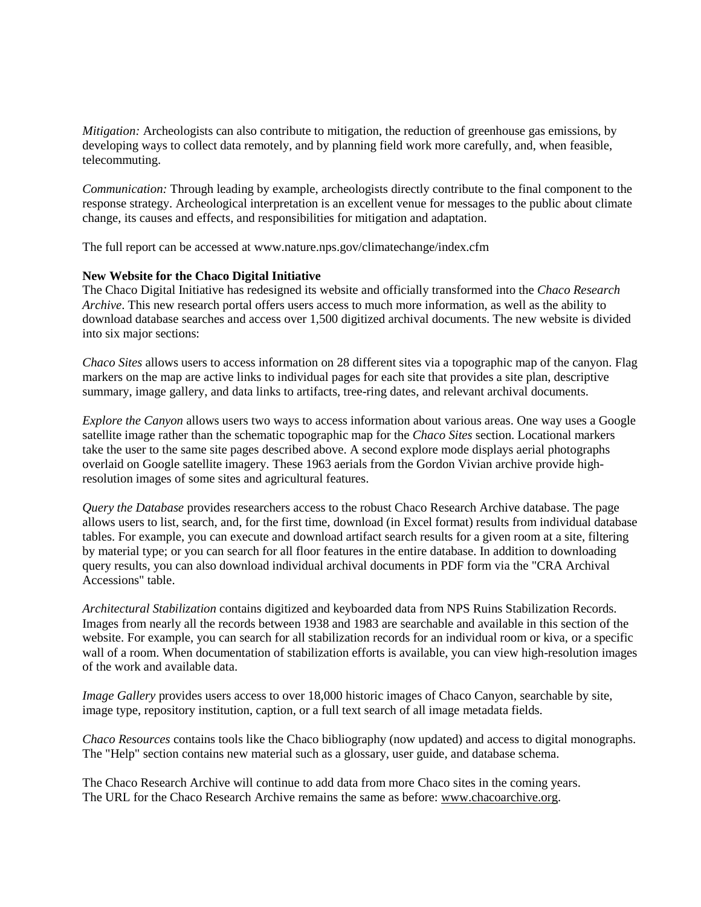*Mitigation:* Archeologists can also contribute to mitigation, the reduction of greenhouse gas emissions, by developing ways to collect data remotely, and by planning field work more carefully, and, when feasible, telecommuting.

*Communication:* Through leading by example, archeologists directly contribute to the final component to the response strategy. Archeological interpretation is an excellent venue for messages to the public about climate change, its causes and effects, and responsibilities for mitigation and adaptation.

The full report can be accessed at www.nature.nps.gov/climatechange/index.cfm

**New Website for the Chaco Digital Initiative**

The Chaco Digital Initiative has redesigned its website and officially transformed into the *Chaco Research Archive*. This new research portal offers users access to much more information, as well as the ability to download database searches and access over 1,500 digitized archival documents. The new website is divided into six major sections:

*Chaco Sites* allows users to access information on 28 different sites via a topographic map of the canyon. Flag markers on the map are active links to individual pages for each site that provides a site plan, descriptive summary, image gallery, and data links to artifacts, tree-ring dates, and relevant archival documents.

*Explore the Canyon* allows users two ways to access information about various areas. One way uses a Google satellite image rather than the schematic topographic map for the *Chaco Sites* section. Locational markers take the user to the same site pages described above. A second explore mode displays aerial photographs overlaid on Google satellite imagery. These 1963 aerials from the Gordon Vivian archive provide high-resolution images of some sites and agricultural features.

*Query the Database* provides researchers access to the robust Chaco Research Archive database. The page allows users to list, search, and, for the first time, download (in Excel format) results from individual database tables. For example, you can execute and download artifact search results for a given room at a site, filtering by material type; or you can search for all floor features in the entire database. In addition to downloading query results, you can also download individual archival documents in PDF form via the "CRA Archival Accessions" table.

*Architectural Stabilization* contains digitized and keyboarded data from NPS Ruins Stabilization Records. Images from nearly all the records between 1938 and 1983 are searchable and available in this section of the website. For example, you can search for all stabilization records for an individual room or kiva, or a specific wall of a room. When documentation of stabilization efforts is available, you can view high-resolution images of the work and available data.

*Image Gallery* provides users access to over 18,000 historic images of Chaco Canyon, searchable by site, image type, repository institution, caption, or a full text search of all image metadata fields.

*Chaco Resources* contains tools like the Chaco bibliography (now updated) and access to digital monographs. The "Help" section contains new material such as a glossary, user guide, and database schema.

The Chaco Research Archive will continue to add data from more Chaco sites in the coming years.
The URL for the Chaco Research Archive remains the same as before: www.chacoarchive.org.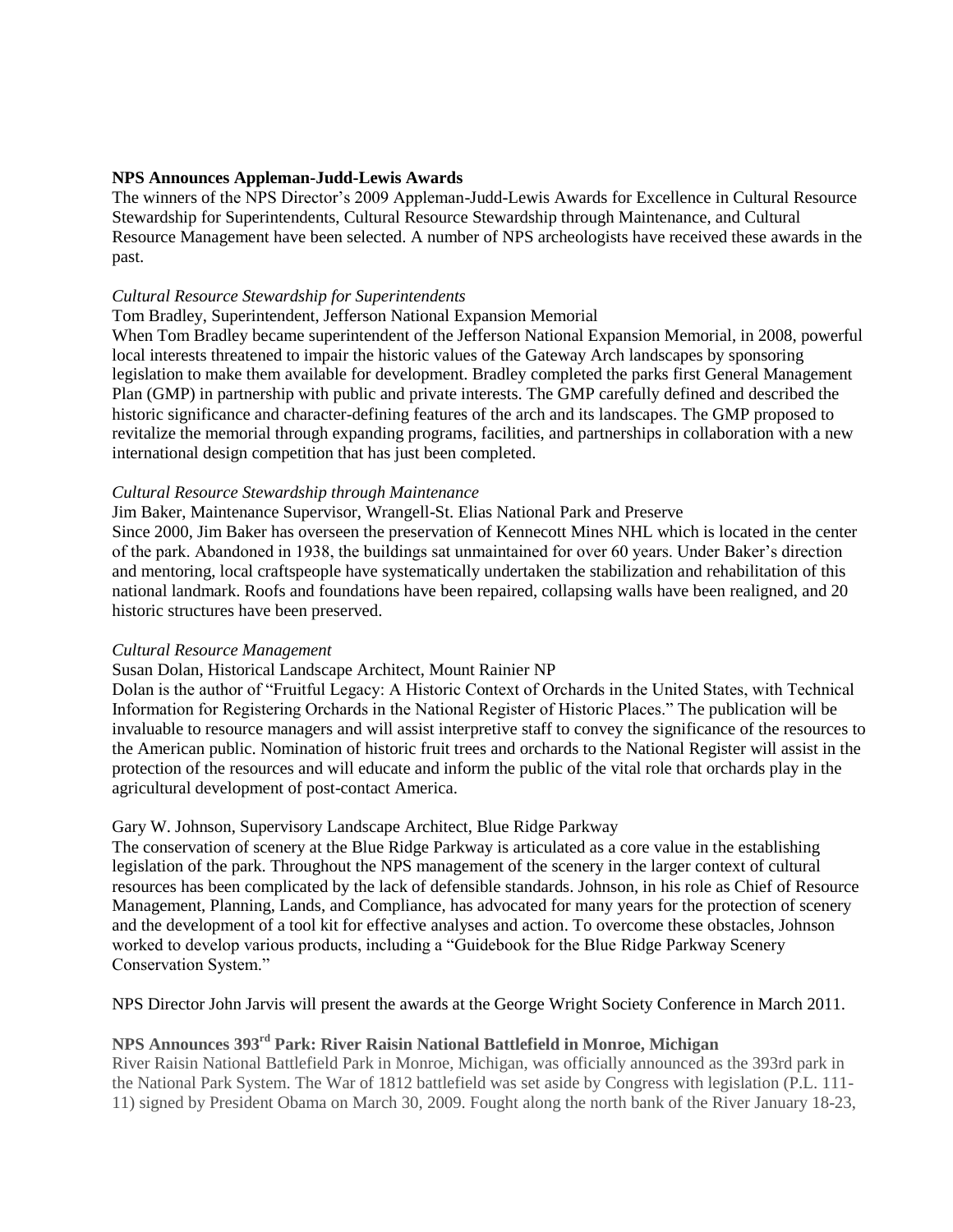**NPS Announces Appleman-Judd-Lewis Awards**

The winners of the NPS Director's 2009 Appleman-Judd-Lewis Awards for Excellence in Cultural Resource Stewardship for Superintendents, Cultural Resource Stewardship through Maintenance, and Cultural Resource Management have been selected. A number of NPS archeologists have received these awards in the past.

*Cultural Resource Stewardship for Superintendents*

Tom Bradley, Superintendent, Jefferson National Expansion Memorial

When Tom Bradley became superintendent of the Jefferson National Expansion Memorial, in 2008, powerful local interests threatened to impair the historic values of the Gateway Arch landscapes by sponsoring legislation to make them available for development. Bradley completed the parks first General Management Plan (GMP) in partnership with public and private interests. The GMP carefully defined and described the historic significance and character-defining features of the arch and its landscapes. The GMP proposed to revitalize the memorial through expanding programs, facilities, and partnerships in collaboration with a new international design competition that has just been completed.

*Cultural Resource Stewardship through Maintenance*

Jim Baker, Maintenance Supervisor, Wrangell-St. Elias National Park and Preserve

Since 2000, Jim Baker has overseen the preservation of Kennecott Mines NHL which is located in the center of the park. Abandoned in 1938, the buildings sat unmaintained for over 60 years. Under Baker's direction and mentoring, local craftspeople have systematically undertaken the stabilization and rehabilitation of this national landmark. Roofs and foundations have been repaired, collapsing walls have been realigned, and 20 historic structures have been preserved.

*Cultural Resource Management*

Susan Dolan, Historical Landscape Architect, Mount Rainier NP

Dolan is the author of "Fruitful Legacy: A Historic Context of Orchards in the United States, with Technical Information for Registering Orchards in the National Register of Historic Places." The publication will be invaluable to resource managers and will assist interpretive staff to convey the significance of the resources to the American public. Nomination of historic fruit trees and orchards to the National Register will assist in the protection of the resources and will educate and inform the public of the vital role that orchards play in the agricultural development of post-contact America.

Gary W. Johnson, Supervisory Landscape Architect, Blue Ridge Parkway

The conservation of scenery at the Blue Ridge Parkway is articulated as a core value in the establishing legislation of the park. Throughout the NPS management of the scenery in the larger context of cultural resources has been complicated by the lack of defensible standards. Johnson, in his role as Chief of Resource Management, Planning, Lands, and Compliance, has advocated for many years for the protection of scenery and the development of a tool kit for effective analyses and action. To overcome these obstacles, Johnson worked to develop various products, including a "Guidebook for the Blue Ridge Parkway Scenery Conservation System."

NPS Director John Jarvis will present the awards at the George Wright Society Conference in March 2011.

**NPS Announces 393rd Park: River Raisin National Battlefield in Monroe, Michigan**

River Raisin National Battlefield Park in Monroe, Michigan, was officially announced as the 393rd park in the National Park System. The War of 1812 battlefield was set aside by Congress with legislation (P.L. 111-11) signed by President Obama on March 30, 2009. Fought along the north bank of the River January 18-23,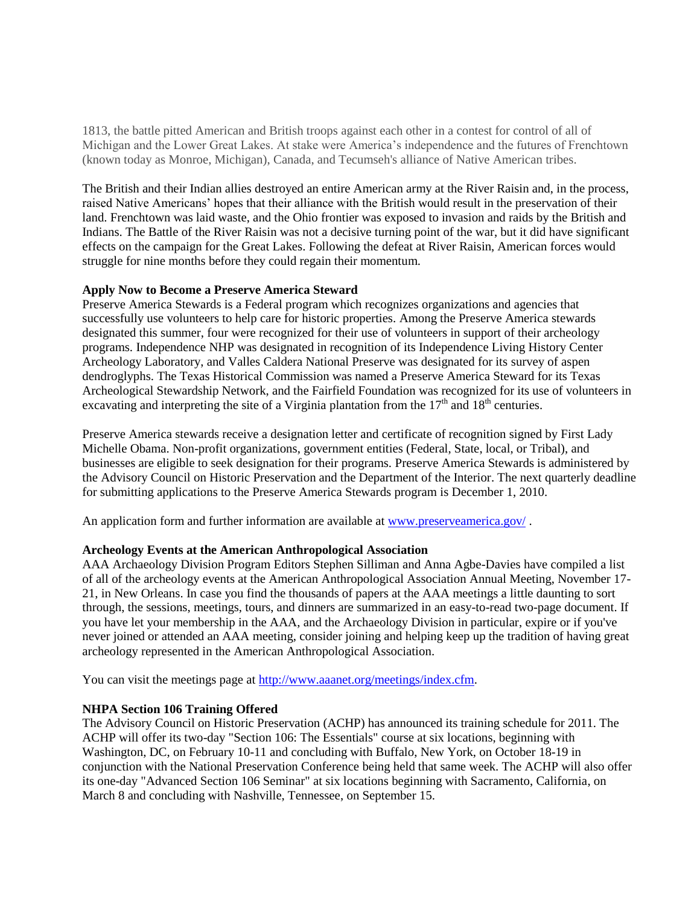1813, the battle pitted American and British troops against each other in a contest for control of all of Michigan and the Lower Great Lakes. At stake were America's independence and the futures of Frenchtown (known today as Monroe, Michigan), Canada, and Tecumseh's alliance of Native American tribes.

The British and their Indian allies destroyed an entire American army at the River Raisin and, in the process, raised Native Americans' hopes that their alliance with the British would result in the preservation of their land. Frenchtown was laid waste, and the Ohio frontier was exposed to invasion and raids by the British and Indians. The Battle of the River Raisin was not a decisive turning point of the war, but it did have significant effects on the campaign for the Great Lakes. Following the defeat at River Raisin, American forces would struggle for nine months before they could regain their momentum.

**Apply Now to Become a Preserve America Steward**

Preserve America Stewards is a Federal program which recognizes organizations and agencies that successfully use volunteers to help care for historic properties. Among the Preserve America stewards designated this summer, four were recognized for their use of volunteers in support of their archeology programs. Independence NHP was designated in recognition of its Independence Living History Center Archeology Laboratory, and Valles Caldera National Preserve was designated for its survey of aspen dendroglyphs. The Texas Historical Commission was named a Preserve America Steward for its Texas Archeological Stewardship Network, and the Fairfield Foundation was recognized for its use of volunteers in excavating and interpreting the site of a Virginia plantation from the 17th and 18th centuries.

Preserve America stewards receive a designation letter and certificate of recognition signed by First Lady Michelle Obama. Non-profit organizations, government entities (Federal, State, local, or Tribal), and businesses are eligible to seek designation for their programs. Preserve America Stewards is administered by the Advisory Council on Historic Preservation and the Department of the Interior. The next quarterly deadline for submitting applications to the Preserve America Stewards program is December 1, 2010.

An application form and further information are available at [www.preserveamerica.gov/](http://www.preserveamerica.gov/) .

**Archeology Events at the American Anthropological Association**

AAA Archaeology Division Program Editors Stephen Silliman and Anna Agbe-Davies have compiled a list of all of the archeology events at the American Anthropological Association Annual Meeting, November 17-21, in New Orleans. In case you find the thousands of papers at the AAA meetings a little daunting to sort through, the sessions, meetings, tours, and dinners are summarized in an easy-to-read two-page document. If you have let your membership in the AAA, and the Archaeology Division in particular, expire or if you've never joined or attended an AAA meeting, consider joining and helping keep up the tradition of having great archeology represented in the American Anthropological Association.

You can visit the meetings page at [http://www.aaanet.org/meetings/index.cfm](http://www.aaanet.org/meetings/index.cfm).

**NHPA Section 106 Training Offered**

The Advisory Council on Historic Preservation (ACHP) has announced its training schedule for 2011. The ACHP will offer its two-day "Section 106: The Essentials" course at six locations, beginning with Washington, DC, on February 10-11 and concluding with Buffalo, New York, on October 18-19 in conjunction with the National Preservation Conference being held that same week. The ACHP will also offer its one-day "Advanced Section 106 Seminar" at six locations beginning with Sacramento, California, on March 8 and concluding with Nashville, Tennessee, on September 15.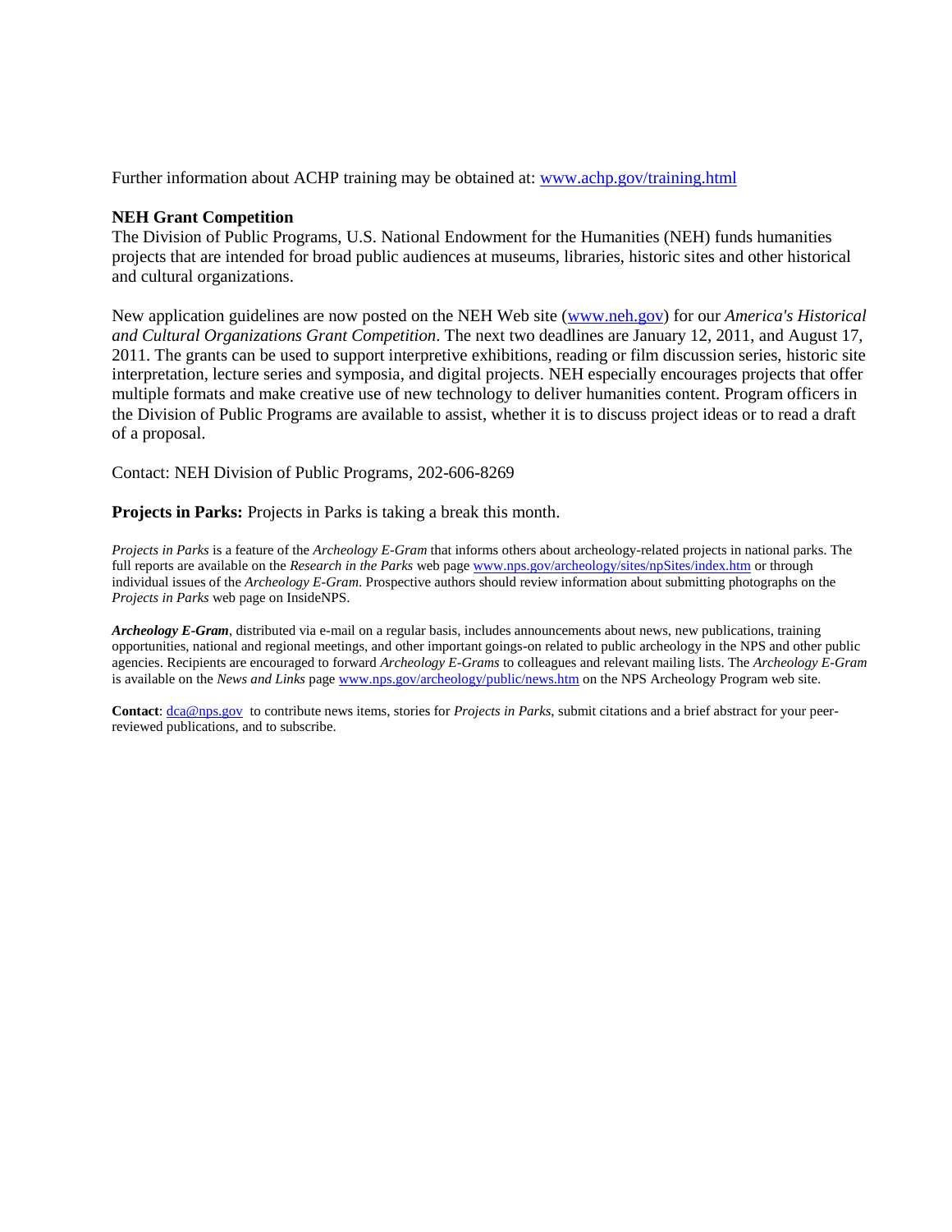Further information about ACHP training may be obtained at: www.achp.gov/training.html

**NEH Grant Competition**

The Division of Public Programs, U.S. National Endowment for the Humanities (NEH) funds humanities projects that are intended for broad public audiences at museums, libraries, historic sites and other historical and cultural organizations.

New application guidelines are now posted on the NEH Web site (www.neh.gov) for our *America's Historical and Cultural Organizations Grant Competition*. The next two deadlines are January 12, 2011, and August 17, 2011. The grants can be used to support interpretive exhibitions, reading or film discussion series, historic site interpretation, lecture series and symposia, and digital projects. NEH especially encourages projects that offer multiple formats and make creative use of new technology to deliver humanities content. Program officers in the Division of Public Programs are available to assist, whether it is to discuss project ideas or to read a draft of a proposal.

Contact: NEH Division of Public Programs, 202-606-8269

**Projects in Parks:** Projects in Parks is taking a break this month.

*Projects in Parks* is a feature of the *Archeology E-Gram* that informs others about archeology-related projects in national parks. The full reports are available on the *Research in the Parks* web page www.nps.gov/archeology/sites/npSites/index.htm or through individual issues of the *Archeology E-Gram*. Prospective authors should review information about submitting photographs on the *Projects in Parks* web page on InsideNPS.

***Archeology E-Gram***, distributed via e-mail on a regular basis, includes announcements about news, new publications, training opportunities, national and regional meetings, and other important goings-on related to public archeology in the NPS and other public agencies. Recipients are encouraged to forward *Archeology E-Grams* to colleagues and relevant mailing lists. The *Archeology E-Gram* is available on the *News and Links* page www.nps.gov/archeology/public/news.htm on the NPS Archeology Program web site.

**Contact**: dca@nps.gov to contribute news items, stories for *Projects in Parks*, submit citations and a brief abstract for your peer-reviewed publications, and to subscribe.